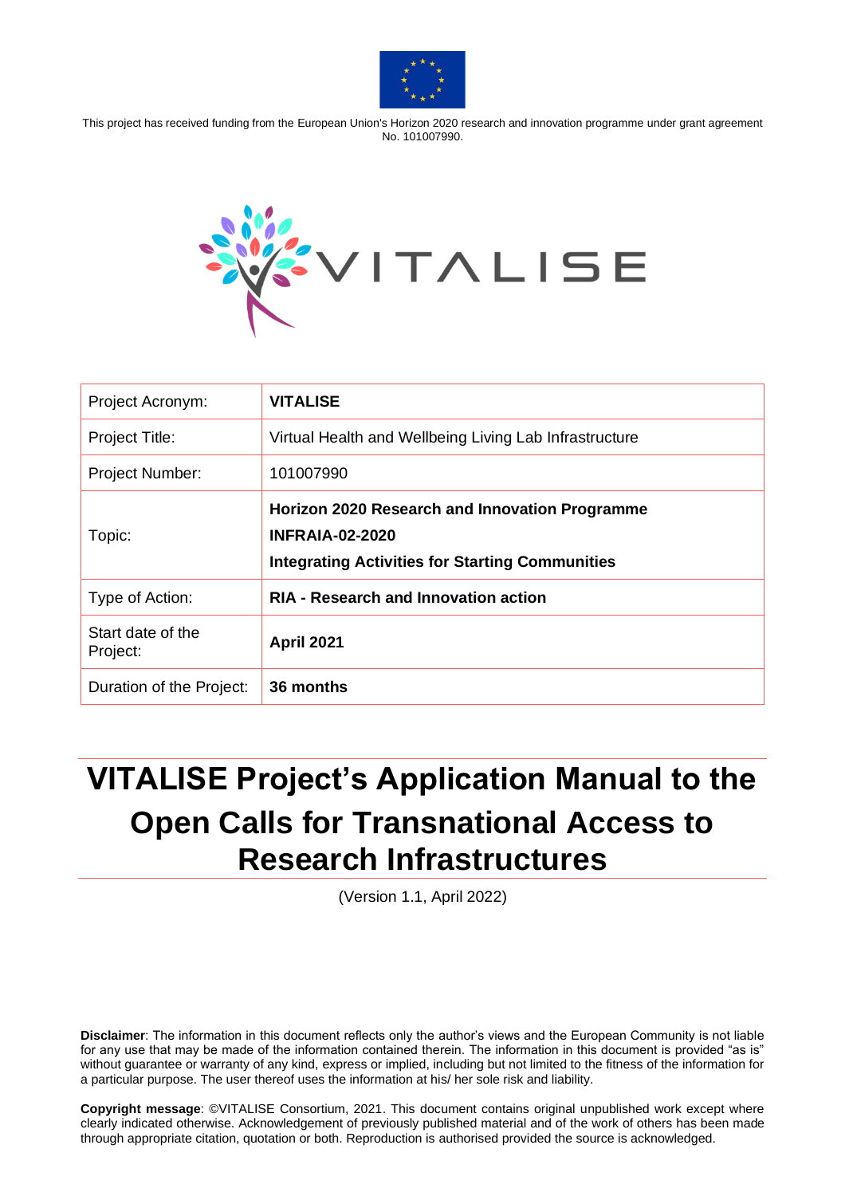This project has received funding from the European Union's Horizon 2020 research and innovation programme under grant agreement No. 101007990.

| Project Acronym: | **VITALISE** |
|---|---|
| Project Title: | Virtual Health and Wellbeing Living Lab Infrastructure |
| Project Number: | 101007990 |
| Topic: | **Horizon 2020 Research and Innovation Programme**<br>**INFRAIA-02-2020**<br>**Integrating Activities for Starting Communities** |
| Type of Action: | **RIA - Research and Innovation action** |
| Start date of the Project: | **April 2021** |
| Duration of the Project: | **36 months** |

# VITALISE Project's Application Manual to the Open Calls for Transnational Access to Research Infrastructures

(Version 1.1, April 2022)

**Disclaimer**: The information in this document reflects only the author's views and the European Community is not liable for any use that may be made of the information contained therein. The information in this document is provided "as is" without guarantee or warranty of any kind, express or implied, including but not limited to the fitness of the information for a particular purpose. The user thereof uses the information at his/ her sole risk and liability.

**Copyright message**: ©VITALISE Consortium, 2021. This document contains original unpublished work except where clearly indicated otherwise. Acknowledgement of previously published material and of the work of others has been made through appropriate citation, quotation or both. Reproduction is authorised provided the source is acknowledged.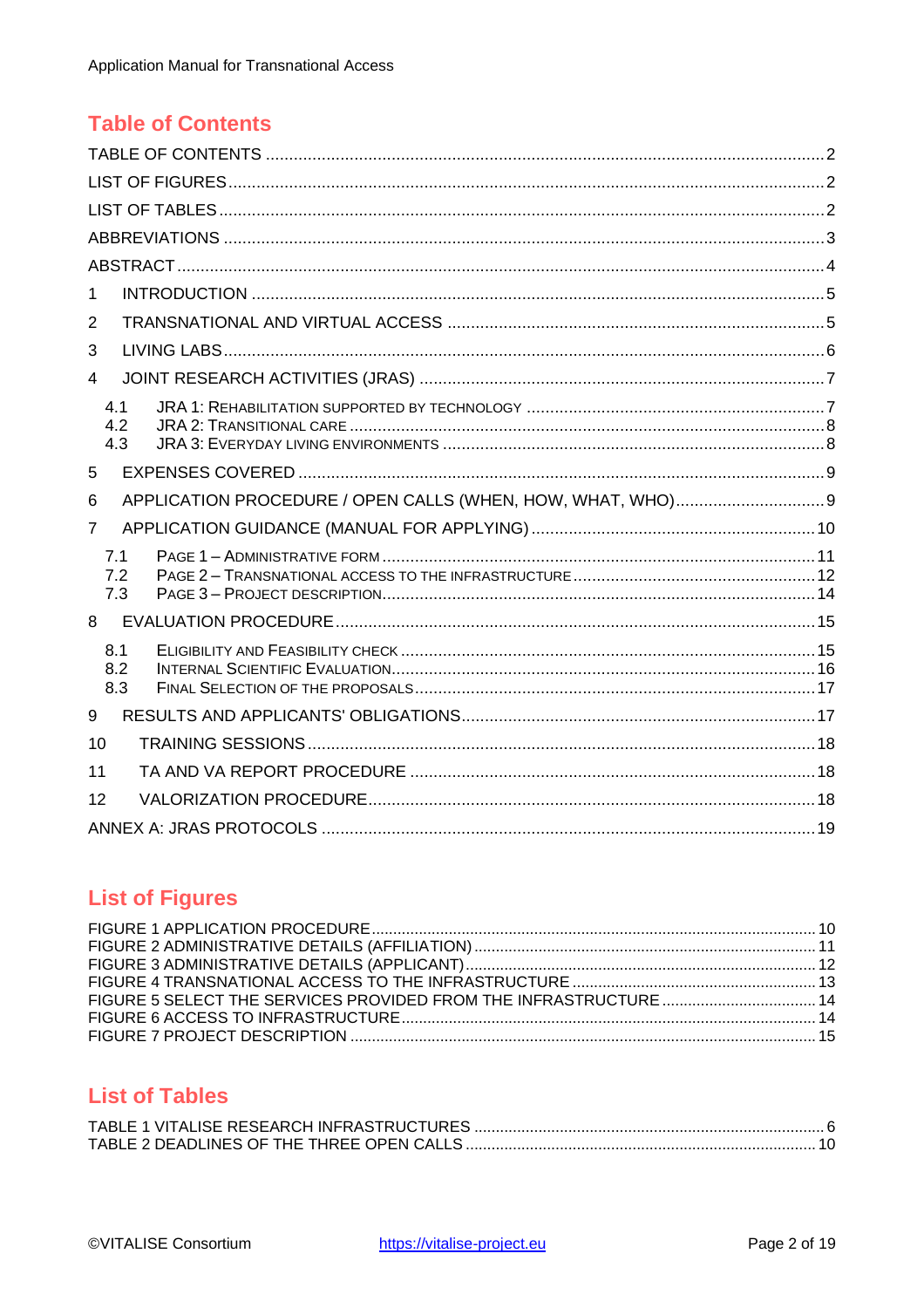## Table of Contents

TABLE OF CONTENTS ..... 2
LIST OF FIGURES ..... 2
LIST OF TABLES ..... 2
ABBREVIATIONS ..... 3
ABSTRACT ..... 4
1 INTRODUCTION ..... 5
2 TRANSNATIONAL AND VIRTUAL ACCESS ..... 5
3 LIVING LABS ..... 6
4 JOINT RESEARCH ACTIVITIES (JRAS) ..... 7
- 4.1 JRA 1: REHABILITATION SUPPORTED BY TECHNOLOGY ..... 7
- 4.2 JRA 2: TRANSITIONAL CARE ..... 8
- 4.3 JRA 3: EVERYDAY LIVING ENVIRONMENTS ..... 8

5 EXPENSES COVERED ..... 9
6 APPLICATION PROCEDURE / OPEN CALLS (WHEN, HOW, WHAT, WHO) ..... 9
7 APPLICATION GUIDANCE (MANUAL FOR APPLYING) ..... 10
- 7.1 PAGE 1 – ADMINISTRATIVE FORM ..... 11
- 7.2 PAGE 2 – TRANSNATIONAL ACCESS TO THE INFRASTRUCTURE ..... 12
- 7.3 PAGE 3 – PROJECT DESCRIPTION ..... 14

8 EVALUATION PROCEDURE ..... 15
- 8.1 ELIGIBILITY AND FEASIBILITY CHECK ..... 15
- 8.2 INTERNAL SCIENTIFIC EVALUATION ..... 16
- 8.3 FINAL SELECTION OF THE PROPOSALS ..... 17

9 RESULTS AND APPLICANTS' OBLIGATIONS ..... 17
10 TRAINING SESSIONS ..... 18
11 TA AND VA REPORT PROCEDURE ..... 18
12 VALORIZATION PROCEDURE ..... 18
ANNEX A: JRAS PROTOCOLS ..... 19

## List of Figures

FIGURE 1 APPLICATION PROCEDURE ..... 10
FIGURE 2 ADMINISTRATIVE DETAILS (AFFILIATION) ..... 11
FIGURE 3 ADMINISTRATIVE DETAILS (APPLICANT) ..... 12
FIGURE 4 TRANSNATIONAL ACCESS TO THE INFRASTRUCTURE ..... 13
FIGURE 5 SELECT THE SERVICES PROVIDED FROM THE INFRASTRUCTURE ..... 14
FIGURE 6 ACCESS TO INFRASTRUCTURE ..... 14
FIGURE 7 PROJECT DESCRIPTION ..... 15

## List of Tables

TABLE 1 VITALISE RESEARCH INFRASTRUCTURES ..... 6
TABLE 2 DEADLINES OF THE THREE OPEN CALLS ..... 10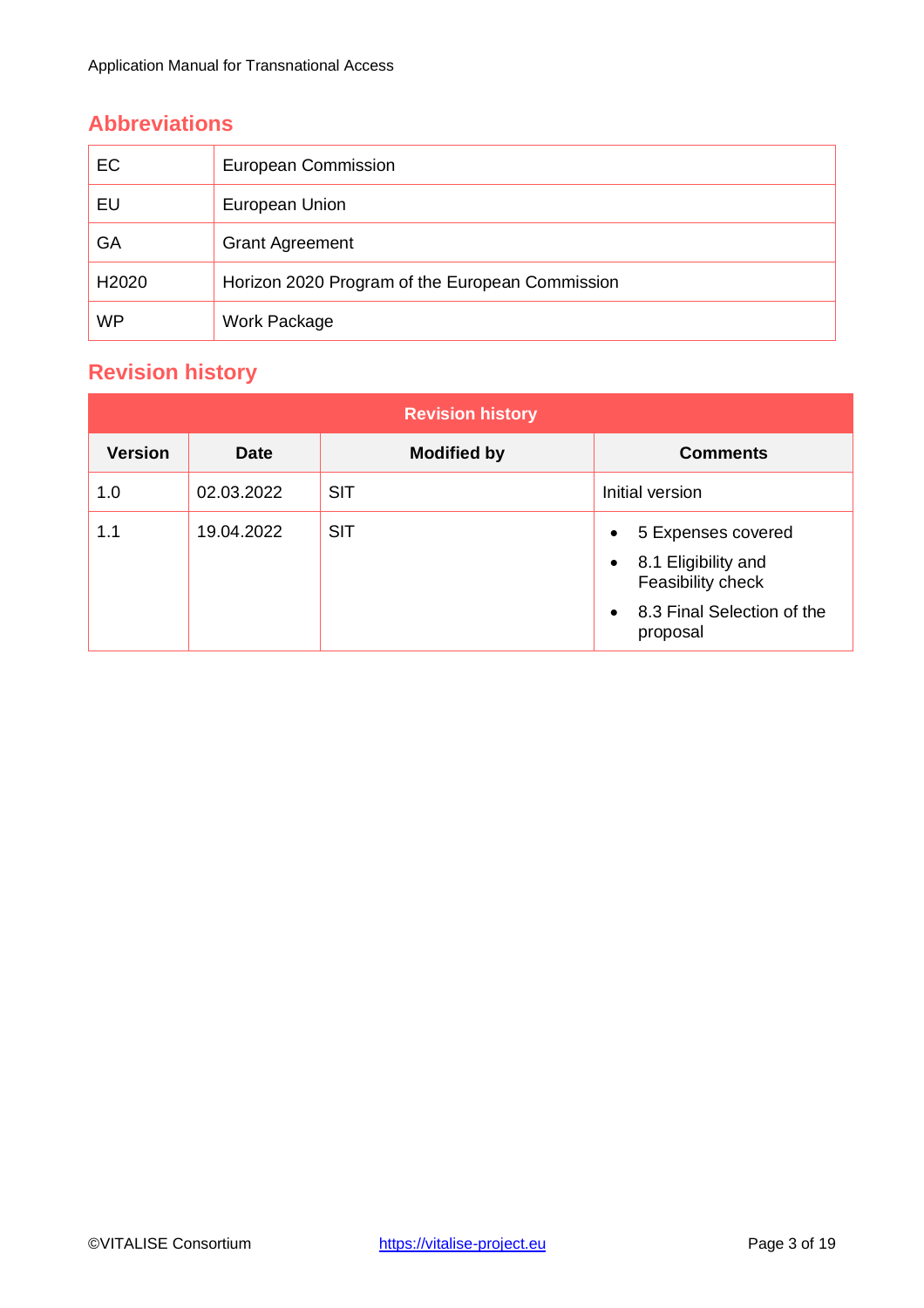## Abbreviations

| | |
|---|---|
| EC | European Commission |
| EU | European Union |
| GA | Grant Agreement |
| H2020 | Horizon 2020 Program of the European Commission |
| WP | Work Package |

## Revision history

| Revision history | | | |
|---|---|---|---|
| **Version** | **Date** | **Modified by** | **Comments** |
| 1.0 | 02.03.2022 | SIT | Initial version |
| 1.1 | 19.04.2022 | SIT | • 5 Expenses covered<br>• 8.1 Eligibility and Feasibility check<br>• 8.3 Final Selection of the proposal |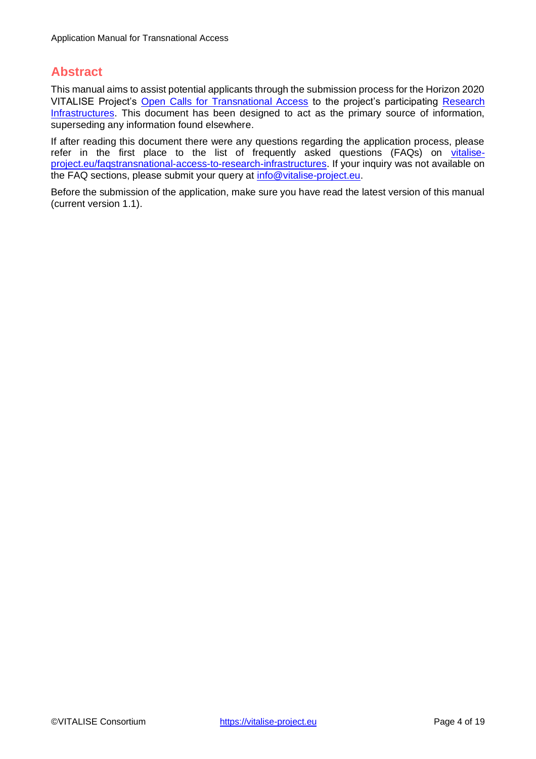# Abstract

This manual aims to assist potential applicants through the submission process for the Horizon 2020 VITALISE Project's [Open Calls for Transnational Access](https://vitalise-project.eu) to the project's participating [Research Infrastructures](https://vitalise-project.eu). This document has been designed to act as the primary source of information, superseding any information found elsewhere.

If after reading this document there were any questions regarding the application process, please refer in the first place to the list of frequently asked questions (FAQs) on [vitalise-project.eu/faqstransnational-access-to-research-infrastructures](https://vitalise-project.eu/faqstransnational-access-to-research-infrastructures). If your inquiry was not available on the FAQ sections, please submit your query at [info@vitalise-project.eu](mailto:info@vitalise-project.eu).

Before the submission of the application, make sure you have read the latest version of this manual (current version 1.1).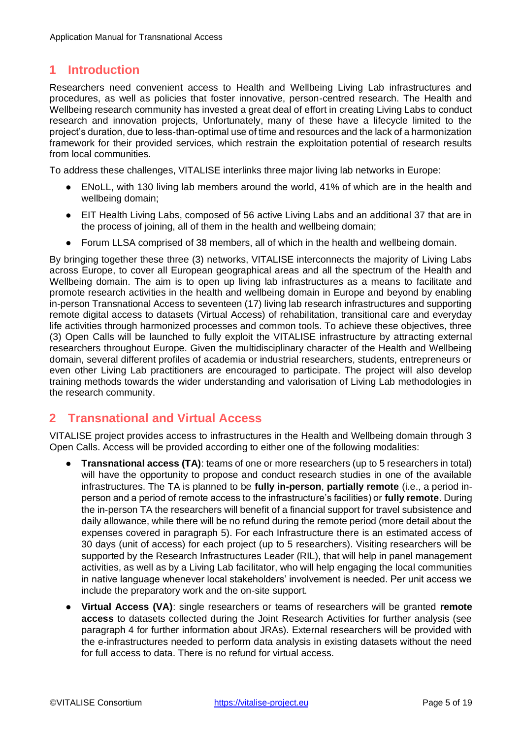# 1 Introduction

Researchers need convenient access to Health and Wellbeing Living Lab infrastructures and procedures, as well as policies that foster innovative, person-centred research. The Health and Wellbeing research community has invested a great deal of effort in creating Living Labs to conduct research and innovation projects, Unfortunately, many of these have a lifecycle limited to the project's duration, due to less-than-optimal use of time and resources and the lack of a harmonization framework for their provided services, which restrain the exploitation potential of research results from local communities.

To address these challenges, VITALISE interlinks three major living lab networks in Europe:

- ENoLL, with 130 living lab members around the world, 41% of which are in the health and wellbeing domain;
- EIT Health Living Labs, composed of 56 active Living Labs and an additional 37 that are in the process of joining, all of them in the health and wellbeing domain;
- Forum LLSA comprised of 38 members, all of which in the health and wellbeing domain.

By bringing together these three (3) networks, VITALISE interconnects the majority of Living Labs across Europe, to cover all European geographical areas and all the spectrum of the Health and Wellbeing domain. The aim is to open up living lab infrastructures as a means to facilitate and promote research activities in the health and wellbeing domain in Europe and beyond by enabling in-person Transnational Access to seventeen (17) living lab research infrastructures and supporting remote digital access to datasets (Virtual Access) of rehabilitation, transitional care and everyday life activities through harmonized processes and common tools. To achieve these objectives, three (3) Open Calls will be launched to fully exploit the VITALISE infrastructure by attracting external researchers throughout Europe. Given the multidisciplinary character of the Health and Wellbeing domain, several different profiles of academia or industrial researchers, students, entrepreneurs or even other Living Lab practitioners are encouraged to participate. The project will also develop training methods towards the wider understanding and valorisation of Living Lab methodologies in the research community.

# 2 Transnational and Virtual Access

VITALISE project provides access to infrastructures in the Health and Wellbeing domain through 3 Open Calls. Access will be provided according to either one of the following modalities:

- **Transnational access (TA)**: teams of one or more researchers (up to 5 researchers in total) will have the opportunity to propose and conduct research studies in one of the available infrastructures. The TA is planned to be **fully in-person**, **partially remote** (i.e., a period in-person and a period of remote access to the infrastructure's facilities) or **fully remote**. During the in-person TA the researchers will benefit of a financial support for travel subsistence and daily allowance, while there will be no refund during the remote period (more detail about the expenses covered in paragraph 5). For each Infrastructure there is an estimated access of 30 days (unit of access) for each project (up to 5 researchers). Visiting researchers will be supported by the Research Infrastructures Leader (RIL), that will help in panel management activities, as well as by a Living Lab facilitator, who will help engaging the local communities in native language whenever local stakeholders' involvement is needed. Per unit access we include the preparatory work and the on-site support.
- **Virtual Access (VA)**: single researchers or teams of researchers will be granted **remote access** to datasets collected during the Joint Research Activities for further analysis (see paragraph 4 for further information about JRAs). External researchers will be provided with the e-infrastructures needed to perform data analysis in existing datasets without the need for full access to data. There is no refund for virtual access.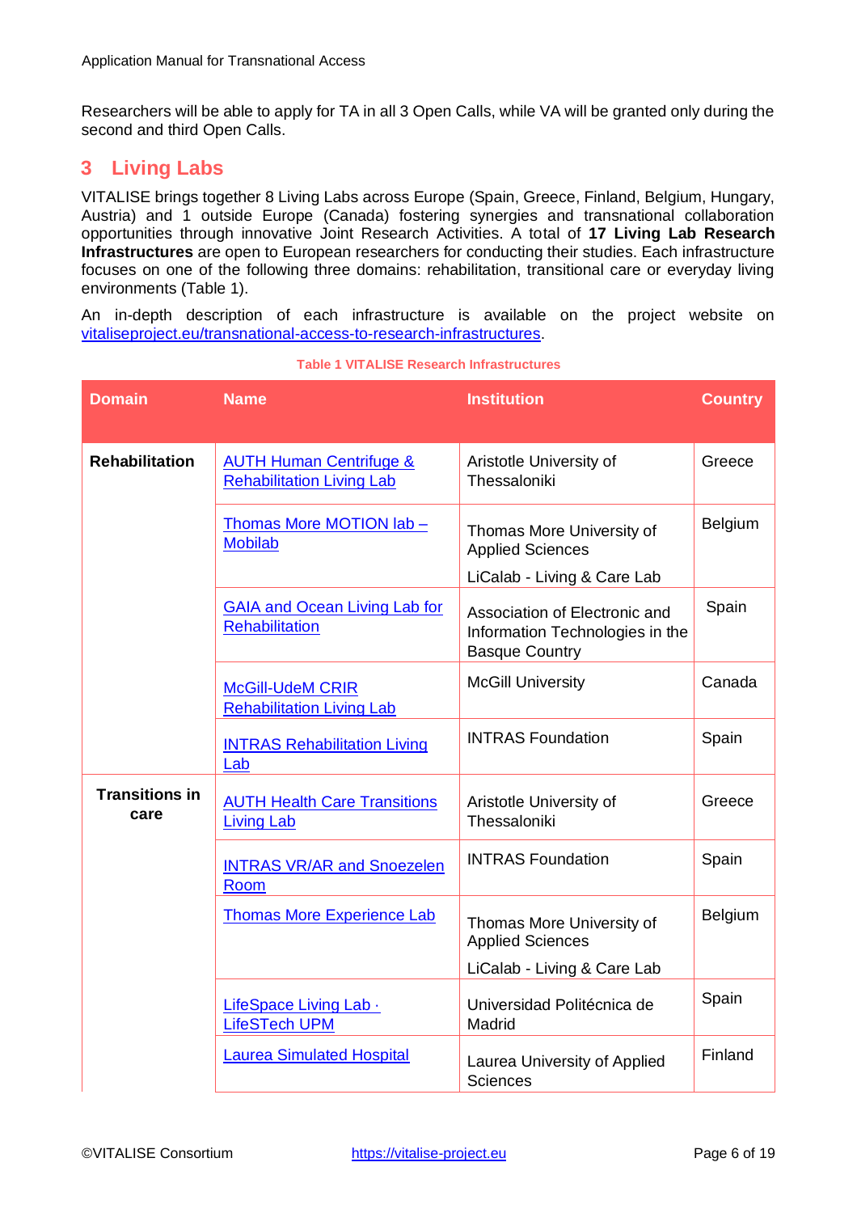Researchers will be able to apply for TA in all 3 Open Calls, while VA will be granted only during the second and third Open Calls.

# 3 Living Labs

VITALISE brings together 8 Living Labs across Europe (Spain, Greece, Finland, Belgium, Hungary, Austria) and 1 outside Europe (Canada) fostering synergies and transnational collaboration opportunities through innovative Joint Research Activities. A total of **17 Living Lab Research Infrastructures** are open to European researchers for conducting their studies. Each infrastructure focuses on one of the following three domains: rehabilitation, transitional care or everyday living environments (Table 1).

An in-depth description of each infrastructure is available on the project website on [vitaliseproject.eu/transnational-access-to-research-infrastructures](vitaliseproject.eu/transnational-access-to-research-infrastructures).

**Table 1 VITALISE Research Infrastructures**

| Domain | Name | Institution | Country |
|---|---|---|---|
| **Rehabilitation** | AUTH Human Centrifuge & Rehabilitation Living Lab | Aristotle University of Thessaloniki | Greece |
| | Thomas More MOTION lab – Mobilab | Thomas More University of Applied Sciences<br>LiCalab - Living & Care Lab | Belgium |
| | GAIA and Ocean Living Lab for Rehabilitation | Association of Electronic and Information Technologies in the Basque Country | Spain |
| | McGill-UdeM CRIR Rehabilitation Living Lab | McGill University | Canada |
| | INTRAS Rehabilitation Living Lab | INTRAS Foundation | Spain |
| **Transitions in care** | AUTH Health Care Transitions Living Lab | Aristotle University of Thessaloniki | Greece |
| | INTRAS VR/AR and Snoezelen Room | INTRAS Foundation | Spain |
| | Thomas More Experience Lab | Thomas More University of Applied Sciences<br>LiCalab - Living & Care Lab | Belgium |
| | LifeSpace Living Lab · LifeSTech UPM | Universidad Politécnica de Madrid | Spain |
| | Laurea Simulated Hospital | Laurea University of Applied Sciences | Finland |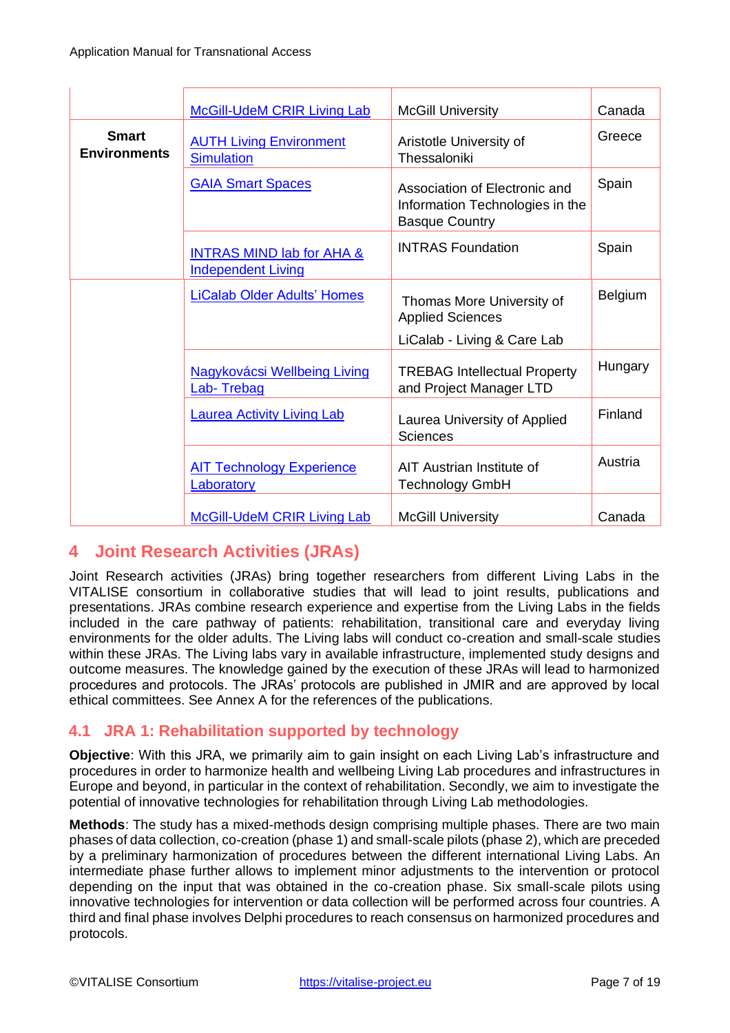| | | | |
|---|---|---|---|
| | McGill-UdeM CRIR Living Lab | McGill University | Canada |
| **Smart Environments** | AUTH Living Environment Simulation | Aristotle University of Thessaloniki | Greece |
| | GAIA Smart Spaces | Association of Electronic and Information Technologies in the Basque Country | Spain |
| | INTRAS MIND lab for AHA & Independent Living | INTRAS Foundation | Spain |
| | LiCalab Older Adults' Homes | Thomas More University of Applied Sciences<br>LiCalab - Living & Care Lab | Belgium |
| | Nagykovácsi Wellbeing Living Lab- Trebag | TREBAG Intellectual Property and Project Manager LTD | Hungary |
| | Laurea Activity Living Lab | Laurea University of Applied Sciences | Finland |
| | AIT Technology Experience Laboratory | AIT Austrian Institute of Technology GmbH | Austria |
| | McGill-UdeM CRIR Living Lab | McGill University | Canada |

# 4 Joint Research Activities (JRAs)

Joint Research activities (JRAs) bring together researchers from different Living Labs in the VITALISE consortium in collaborative studies that will lead to joint results, publications and presentations. JRAs combine research experience and expertise from the Living Labs in the fields included in the care pathway of patients: rehabilitation, transitional care and everyday living environments for the older adults. The Living labs will conduct co-creation and small-scale studies within these JRAs. The Living labs vary in available infrastructure, implemented study designs and outcome measures. The knowledge gained by the execution of these JRAs will lead to harmonized procedures and protocols. The JRAs' protocols are published in JMIR and are approved by local ethical committees. See Annex A for the references of the publications.

## 4.1 JRA 1: Rehabilitation supported by technology

**Objective**: With this JRA, we primarily aim to gain insight on each Living Lab's infrastructure and procedures in order to harmonize health and wellbeing Living Lab procedures and infrastructures in Europe and beyond, in particular in the context of rehabilitation. Secondly, we aim to investigate the potential of innovative technologies for rehabilitation through Living Lab methodologies.

**Methods**: The study has a mixed-methods design comprising multiple phases. There are two main phases of data collection, co-creation (phase 1) and small-scale pilots (phase 2), which are preceded by a preliminary harmonization of procedures between the different international Living Labs. An intermediate phase further allows to implement minor adjustments to the intervention or protocol depending on the input that was obtained in the co-creation phase. Six small-scale pilots using innovative technologies for intervention or data collection will be performed across four countries. A third and final phase involves Delphi procedures to reach consensus on harmonized procedures and protocols.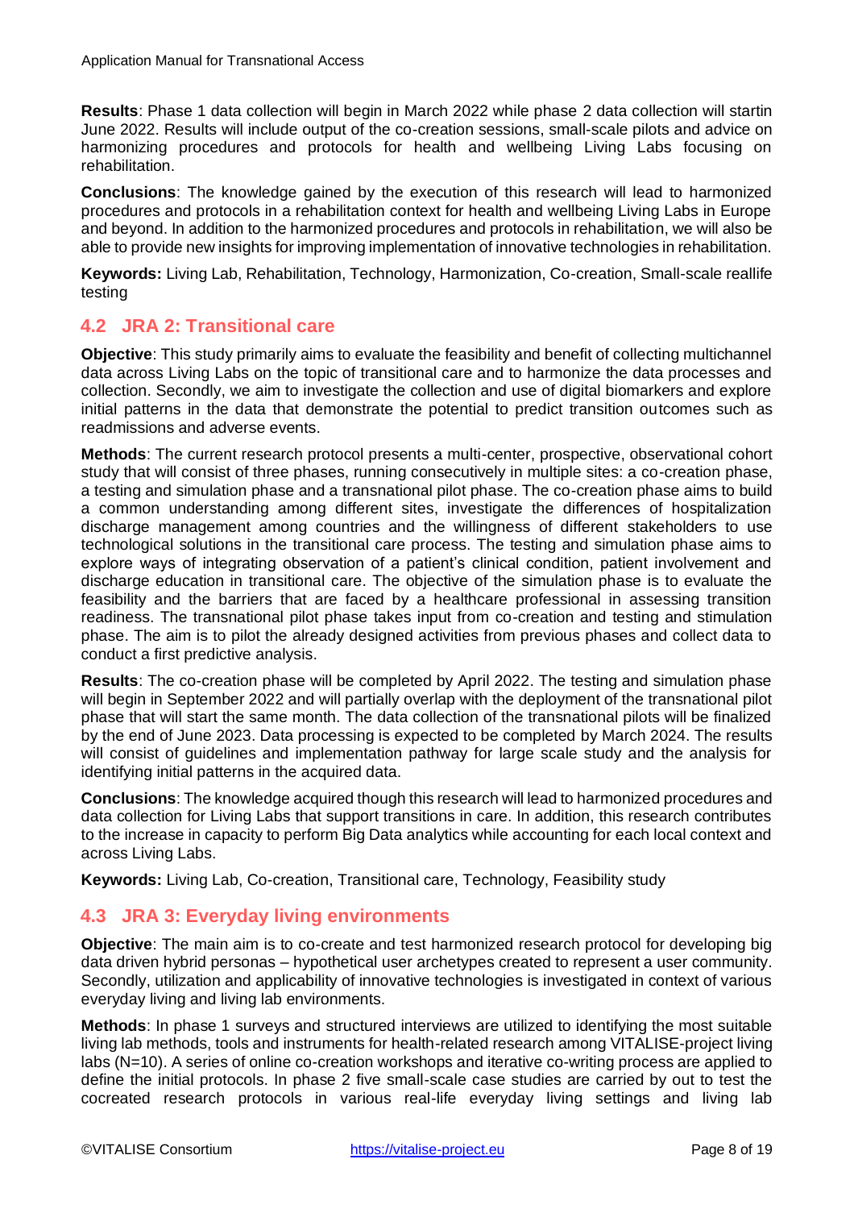**Results**: Phase 1 data collection will begin in March 2022 while phase 2 data collection will startin June 2022. Results will include output of the co-creation sessions, small-scale pilots and advice on harmonizing procedures and protocols for health and wellbeing Living Labs focusing on rehabilitation.

**Conclusions**: The knowledge gained by the execution of this research will lead to harmonized procedures and protocols in a rehabilitation context for health and wellbeing Living Labs in Europe and beyond. In addition to the harmonized procedures and protocols in rehabilitation, we will also be able to provide new insights for improving implementation of innovative technologies in rehabilitation.

**Keywords:** Living Lab, Rehabilitation, Technology, Harmonization, Co-creation, Small-scale reallife testing

## 4.2 JRA 2: Transitional care

**Objective**: This study primarily aims to evaluate the feasibility and benefit of collecting multichannel data across Living Labs on the topic of transitional care and to harmonize the data processes and collection. Secondly, we aim to investigate the collection and use of digital biomarkers and explore initial patterns in the data that demonstrate the potential to predict transition outcomes such as readmissions and adverse events.

**Methods**: The current research protocol presents a multi-center, prospective, observational cohort study that will consist of three phases, running consecutively in multiple sites: a co-creation phase, a testing and simulation phase and a transnational pilot phase. The co-creation phase aims to build a common understanding among different sites, investigate the differences of hospitalization discharge management among countries and the willingness of different stakeholders to use technological solutions in the transitional care process. The testing and simulation phase aims to explore ways of integrating observation of a patient's clinical condition, patient involvement and discharge education in transitional care. The objective of the simulation phase is to evaluate the feasibility and the barriers that are faced by a healthcare professional in assessing transition readiness. The transnational pilot phase takes input from co-creation and testing and stimulation phase. The aim is to pilot the already designed activities from previous phases and collect data to conduct a first predictive analysis.

**Results**: The co-creation phase will be completed by April 2022. The testing and simulation phase will begin in September 2022 and will partially overlap with the deployment of the transnational pilot phase that will start the same month. The data collection of the transnational pilots will be finalized by the end of June 2023. Data processing is expected to be completed by March 2024. The results will consist of guidelines and implementation pathway for large scale study and the analysis for identifying initial patterns in the acquired data.

**Conclusions**: The knowledge acquired though this research will lead to harmonized procedures and data collection for Living Labs that support transitions in care. In addition, this research contributes to the increase in capacity to perform Big Data analytics while accounting for each local context and across Living Labs.

**Keywords:** Living Lab, Co-creation, Transitional care, Technology, Feasibility study

## 4.3 JRA 3: Everyday living environments

**Objective**: The main aim is to co-create and test harmonized research protocol for developing big data driven hybrid personas – hypothetical user archetypes created to represent a user community. Secondly, utilization and applicability of innovative technologies is investigated in context of various everyday living and living lab environments.

**Methods**: In phase 1 surveys and structured interviews are utilized to identifying the most suitable living lab methods, tools and instruments for health-related research among VITALISE-project living labs (N=10). A series of online co-creation workshops and iterative co-writing process are applied to define the initial protocols. In phase 2 five small-scale case studies are carried by out to test the cocreated research protocols in various real-life everyday living settings and living lab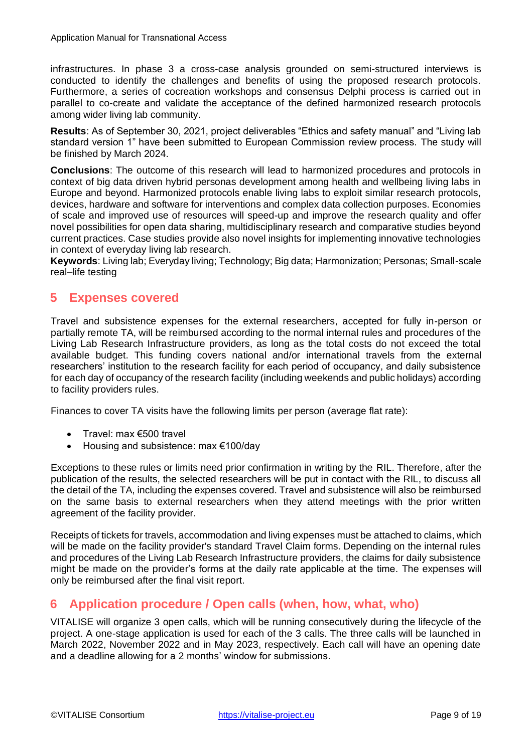infrastructures. In phase 3 a cross-case analysis grounded on semi-structured interviews is conducted to identify the challenges and benefits of using the proposed research protocols. Furthermore, a series of cocreation workshops and consensus Delphi process is carried out in parallel to co-create and validate the acceptance of the defined harmonized research protocols among wider living lab community.

**Results**: As of September 30, 2021, project deliverables "Ethics and safety manual" and "Living lab standard version 1" have been submitted to European Commission review process. The study will be finished by March 2024.

**Conclusions**: The outcome of this research will lead to harmonized procedures and protocols in context of big data driven hybrid personas development among health and wellbeing living labs in Europe and beyond. Harmonized protocols enable living labs to exploit similar research protocols, devices, hardware and software for interventions and complex data collection purposes. Economies of scale and improved use of resources will speed-up and improve the research quality and offer novel possibilities for open data sharing, multidisciplinary research and comparative studies beyond current practices. Case studies provide also novel insights for implementing innovative technologies in context of everyday living lab research.
**Keywords**: Living lab; Everyday living; Technology; Big data; Harmonization; Personas; Small-scale real–life testing

## 5 Expenses covered

Travel and subsistence expenses for the external researchers, accepted for fully in-person or partially remote TA, will be reimbursed according to the normal internal rules and procedures of the Living Lab Research Infrastructure providers, as long as the total costs do not exceed the total available budget. This funding covers national and/or international travels from the external researchers' institution to the research facility for each period of occupancy, and daily subsistence for each day of occupancy of the research facility (including weekends and public holidays) according to facility providers rules.

Finances to cover TA visits have the following limits per person (average flat rate):

- Travel: max €500 travel
- Housing and subsistence: max €100/day

Exceptions to these rules or limits need prior confirmation in writing by the RIL. Therefore, after the publication of the results, the selected researchers will be put in contact with the RIL, to discuss all the detail of the TA, including the expenses covered. Travel and subsistence will also be reimbursed on the same basis to external researchers when they attend meetings with the prior written agreement of the facility provider.

Receipts of tickets for travels, accommodation and living expenses must be attached to claims, which will be made on the facility provider's standard Travel Claim forms. Depending on the internal rules and procedures of the Living Lab Research Infrastructure providers, the claims for daily subsistence might be made on the provider's forms at the daily rate applicable at the time. The expenses will only be reimbursed after the final visit report.

## 6 Application procedure / Open calls (when, how, what, who)

VITALISE will organize 3 open calls, which will be running consecutively during the lifecycle of the project. A one-stage application is used for each of the 3 calls. The three calls will be launched in March 2022, November 2022 and in May 2023, respectively. Each call will have an opening date and a deadline allowing for a 2 months' window for submissions.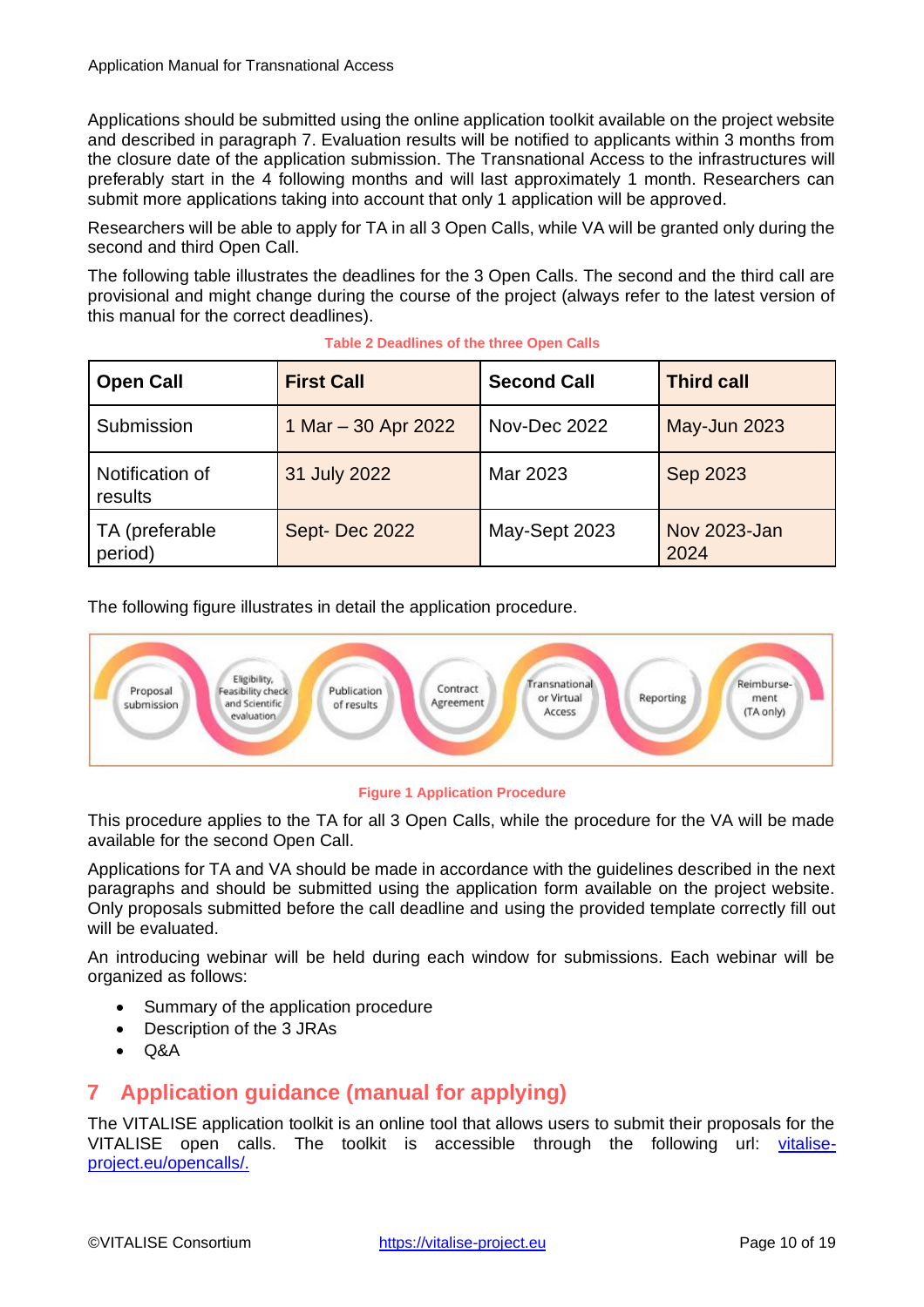Applications should be submitted using the online application toolkit available on the project website and described in paragraph 7. Evaluation results will be notified to applicants within 3 months from the closure date of the application submission. The Transnational Access to the infrastructures will preferably start in the 4 following months and will last approximately 1 month. Researchers can submit more applications taking into account that only 1 application will be approved.

Researchers will be able to apply for TA in all 3 Open Calls, while VA will be granted only during the second and third Open Call.

The following table illustrates the deadlines for the 3 Open Calls. The second and the third call are provisional and might change during the course of the project (always refer to the latest version of this manual for the correct deadlines).

**Table 2 Deadlines of the three Open Calls**

| Open Call | First Call | Second Call | Third call |
|---|---|---|---|
| Submission | 1 Mar – 30 Apr 2022 | Nov-Dec 2022 | May-Jun 2023 |
| Notification of results | 31 July 2022 | Mar 2023 | Sep 2023 |
| TA (preferable period) | Sept- Dec 2022 | May-Sept 2023 | Nov 2023-Jan 2024 |

The following figure illustrates in detail the application procedure.

Proposal submission → Eligibility, Feasibility check and Scientific evaluation → Publication of results → Contract Agreement → Transnational or Virtual Access → Reporting → Reimbursement (TA only)

**Figure 1 Application Procedure**

This procedure applies to the TA for all 3 Open Calls, while the procedure for the VA will be made available for the second Open Call.

Applications for TA and VA should be made in accordance with the guidelines described in the next paragraphs and should be submitted using the application form available on the project website. Only proposals submitted before the call deadline and using the provided template correctly fill out will be evaluated.

An introducing webinar will be held during each window for submissions. Each webinar will be organized as follows:

- Summary of the application procedure
- Description of the 3 JRAs
- Q&A

# 7 Application guidance (manual for applying)

The VITALISE application toolkit is an online tool that allows users to submit their proposals for the VITALISE open calls. The toolkit is accessible through the following url: [vitalise-project.eu/opencalls/.](vitalise-project.eu/opencalls/)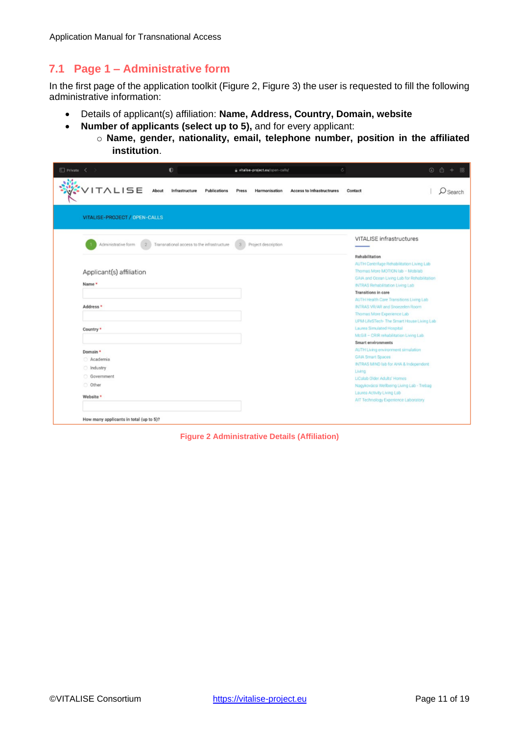## 7.1 Page 1 – Administrative form

In the first page of the application toolkit (Figure 2, Figure 3) the user is requested to fill the following administrative information:

- Details of applicant(s) affiliation: **Name, Address, Country, Domain, website**
- **Number of applicants (select up to 5),** and for every applicant:
  - **Name, gender, nationality, email, telephone number, position in the affiliated institution**.

Figure 2 Administrative Details (Affiliation)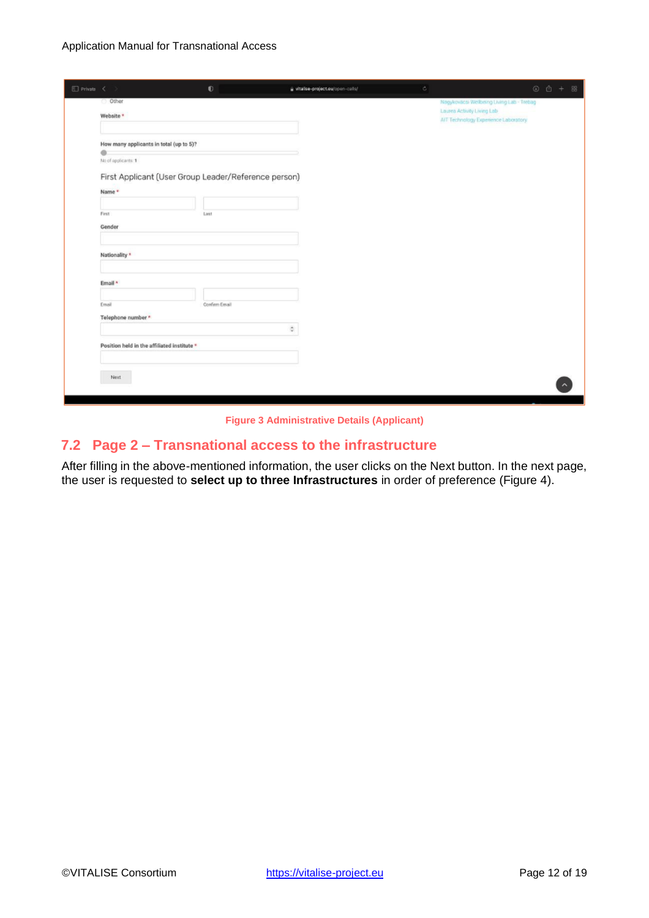Figure 3 Administrative Details (Applicant)

## 7.2 Page 2 – Transnational access to the infrastructure

After filling in the above-mentioned information, the user clicks on the Next button. In the next page, the user is requested to **select up to three Infrastructures** in order of preference (Figure 4).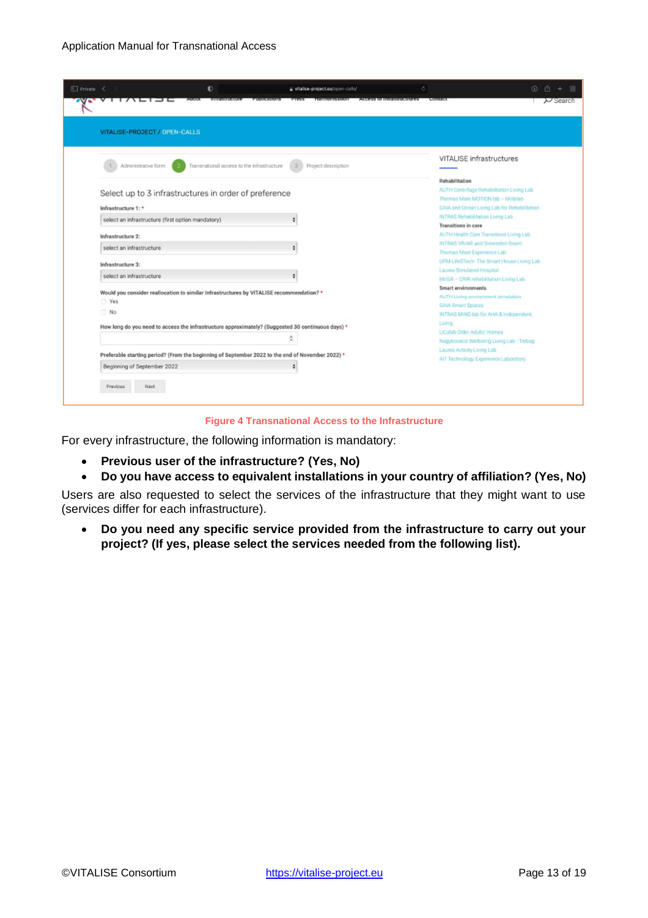Figure 4 Transnational Access to the Infrastructure

For every infrastructure, the following information is mandatory:

- **Previous user of the infrastructure? (Yes, No)**
- **Do you have access to equivalent installations in your country of affiliation? (Yes, No)**

Users are also requested to select the services of the infrastructure that they might want to use (services differ for each infrastructure).

- **Do you need any specific service provided from the infrastructure to carry out your project? (If yes, please select the services needed from the following list).**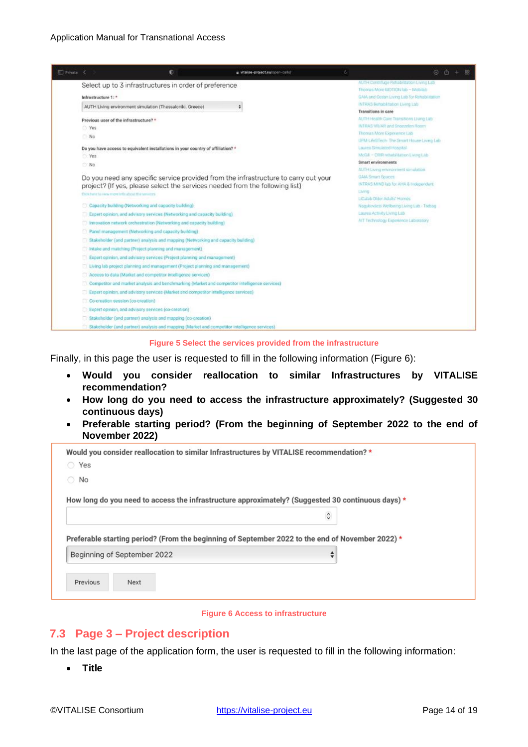Figure 5 Select the services provided from the infrastructure

Finally, in this page the user is requested to fill in the following information (Figure 6):

- **Would you consider reallocation to similar Infrastructures by VITALISE recommendation?**
- **How long do you need to access the infrastructure approximately? (Suggested 30 continuous days)**
- **Preferable starting period? (From the beginning of September 2022 to the end of November 2022)**

Figure 6 Access to infrastructure

## 7.3 Page 3 – Project description

In the last page of the application form, the user is requested to fill in the following information:

- **Title**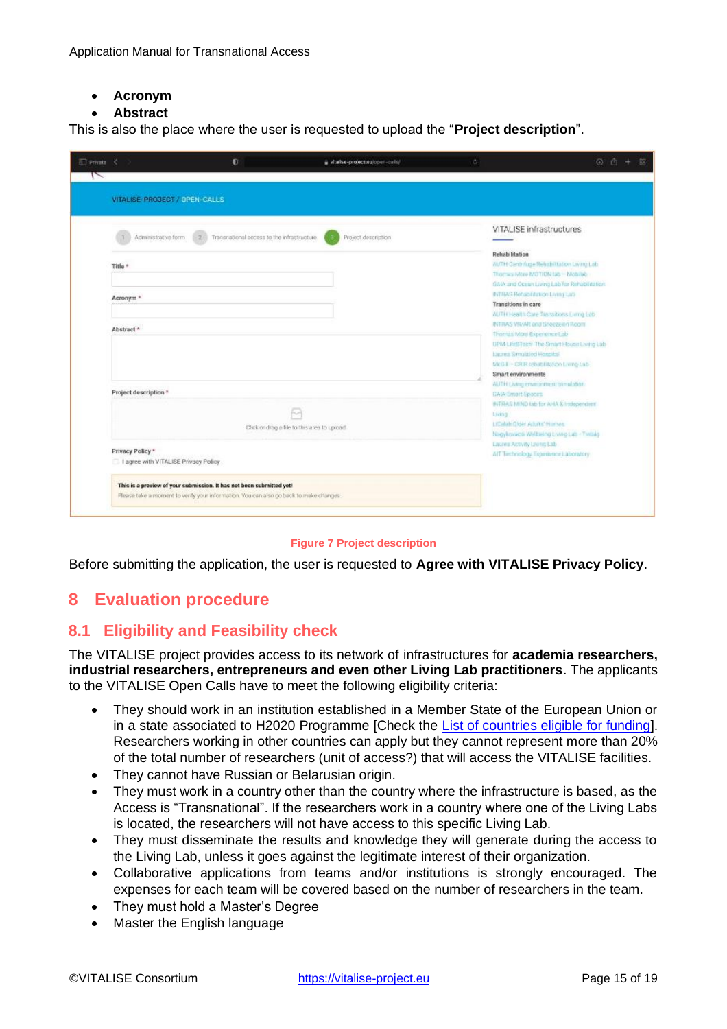- **Acronym**
- **Abstract**

This is also the place where the user is requested to upload the "**Project description**".

Figure 7 Project description

Before submitting the application, the user is requested to **Agree with VITALISE Privacy Policy**.

# 8 Evaluation procedure

## 8.1 Eligibility and Feasibility check

The VITALISE project provides access to its network of infrastructures for **academia researchers, industrial researchers, entrepreneurs and even other Living Lab practitioners**. The applicants to the VITALISE Open Calls have to meet the following eligibility criteria:

- They should work in an institution established in a Member State of the European Union or in a state associated to H2020 Programme [Check the [List of countries eligible for funding]]. Researchers working in other countries can apply but they cannot represent more than 20% of the total number of researchers (unit of access?) that will access the VITALISE facilities.
- They cannot have Russian or Belarusian origin.
- They must work in a country other than the country where the infrastructure is based, as the Access is "Transnational". If the researchers work in a country where one of the Living Labs is located, the researchers will not have access to this specific Living Lab.
- They must disseminate the results and knowledge they will generate during the access to the Living Lab, unless it goes against the legitimate interest of their organization.
- Collaborative applications from teams and/or institutions is strongly encouraged. The expenses for each team will be covered based on the number of researchers in the team.
- They must hold a Master's Degree
- Master the English language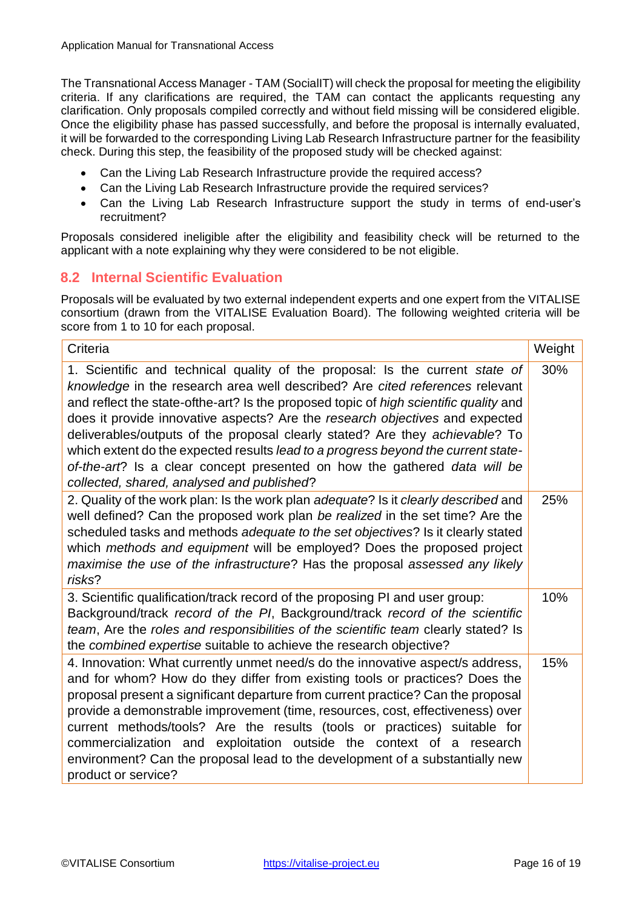The Transnational Access Manager - TAM (SocialIT) will check the proposal for meeting the eligibility criteria. If any clarifications are required, the TAM can contact the applicants requesting any clarification. Only proposals compiled correctly and without field missing will be considered eligible. Once the eligibility phase has passed successfully, and before the proposal is internally evaluated, it will be forwarded to the corresponding Living Lab Research Infrastructure partner for the feasibility check. During this step, the feasibility of the proposed study will be checked against:

- Can the Living Lab Research Infrastructure provide the required access?
- Can the Living Lab Research Infrastructure provide the required services?
- Can the Living Lab Research Infrastructure support the study in terms of end-user's recruitment?

Proposals considered ineligible after the eligibility and feasibility check will be returned to the applicant with a note explaining why they were considered to be not eligible.

## 8.2 Internal Scientific Evaluation

Proposals will be evaluated by two external independent experts and one expert from the VITALISE consortium (drawn from the VITALISE Evaluation Board). The following weighted criteria will be score from 1 to 10 for each proposal.

| Criteria | Weight |
|---|---|
| 1. Scientific and technical quality of the proposal: Is the current *state of knowledge* in the research area well described? Are *cited references* relevant and reflect the state-ofthe-art? Is the proposed topic of *high scientific quality* and does it provide innovative aspects? Are the *research objectives* and expected deliverables/outputs of the proposal clearly stated? Are they *achievable*? To which extent do the expected results *lead to a progress beyond the current state-of-the-art*? Is a clear concept presented on how the gathered *data will be collected, shared, analysed and published*? | 30% |
| 2. Quality of the work plan: Is the work plan *adequate*? Is it *clearly described* and well defined? Can the proposed work plan *be realized* in the set time? Are the scheduled tasks and methods *adequate to the set objectives*? Is it clearly stated which *methods and equipment* will be employed? Does the proposed project *maximise the use of the infrastructure*? Has the proposal *assessed any likely risks*? | 25% |
| 3. Scientific qualification/track record of the proposing PI and user group: Background/track *record of the PI*, Background/track *record of the scientific team*, Are the *roles and responsibilities of the scientific team* clearly stated? Is the *combined expertise* suitable to achieve the research objective? | 10% |
| 4. Innovation: What currently unmet need/s do the innovative aspect/s address, and for whom? How do they differ from existing tools or practices? Does the proposal present a significant departure from current practice? Can the proposal provide a demonstrable improvement (time, resources, cost, effectiveness) over current methods/tools? Are the results (tools or practices) suitable for commercialization and exploitation outside the context of a research environment? Can the proposal lead to the development of a substantially new product or service? | 15% |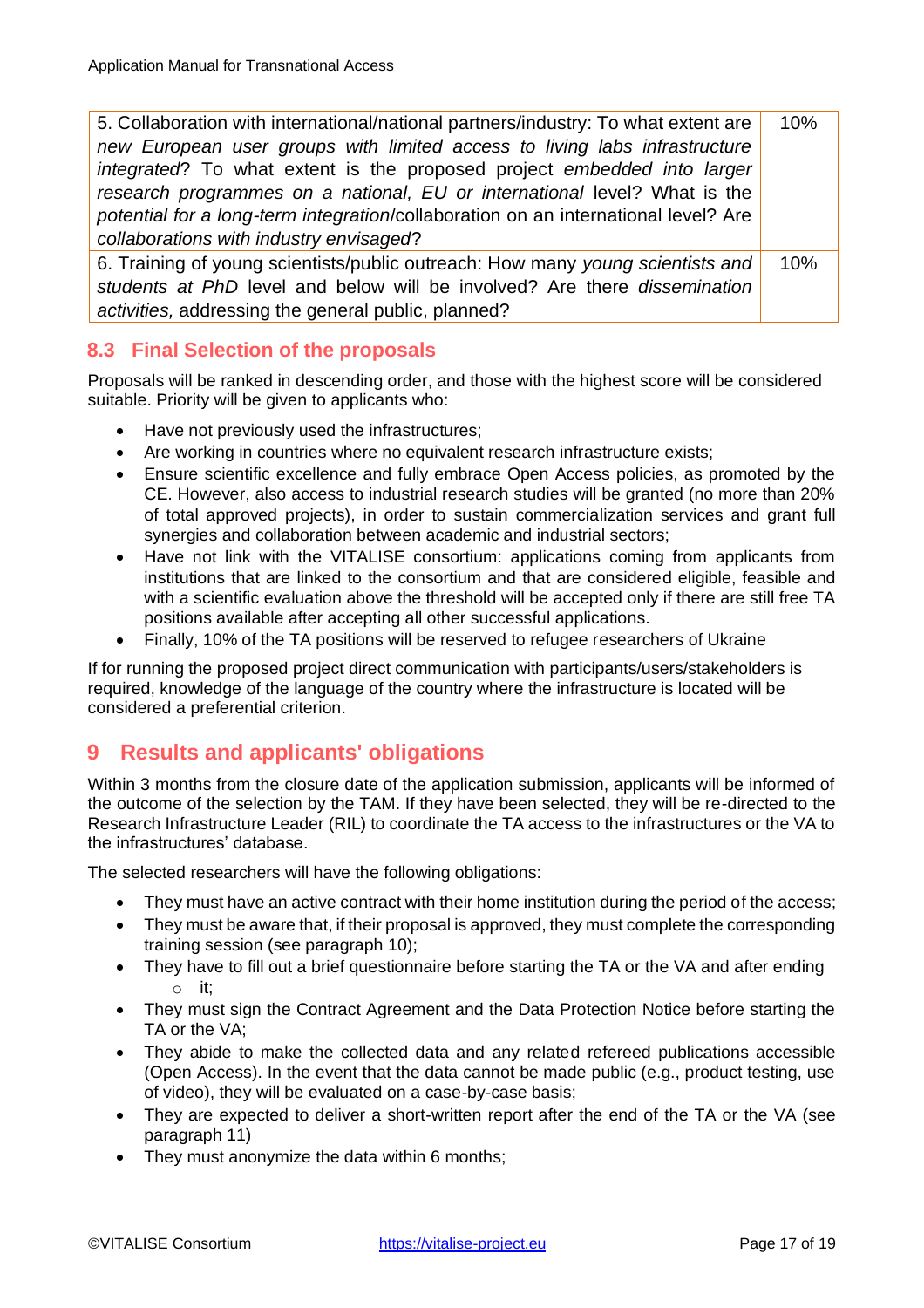| | |
|---|---|
| 5. Collaboration with international/national partners/industry: To what extent are *new European user groups with limited access to living labs infrastructure integrated*? To what extent is the proposed project *embedded into larger research programmes on a national, EU or international* level? What is the *potential for a long-term integration*/collaboration on an international level? Are *collaborations with industry envisaged*? | 10% |
| 6. Training of young scientists/public outreach: How many *young scientists and students at PhD* level and below will be involved? Are there *dissemination activities,* addressing the general public, planned? | 10% |

## 8.3 Final Selection of the proposals

Proposals will be ranked in descending order, and those with the highest score will be considered suitable. Priority will be given to applicants who:

- Have not previously used the infrastructures;
- Are working in countries where no equivalent research infrastructure exists;
- Ensure scientific excellence and fully embrace Open Access policies, as promoted by the CE. However, also access to industrial research studies will be granted (no more than 20% of total approved projects), in order to sustain commercialization services and grant full synergies and collaboration between academic and industrial sectors;
- Have not link with the VITALISE consortium: applications coming from applicants from institutions that are linked to the consortium and that are considered eligible, feasible and with a scientific evaluation above the threshold will be accepted only if there are still free TA positions available after accepting all other successful applications.
- Finally, 10% of the TA positions will be reserved to refugee researchers of Ukraine

If for running the proposed project direct communication with participants/users/stakeholders is required, knowledge of the language of the country where the infrastructure is located will be considered a preferential criterion.

# 9 Results and applicants' obligations

Within 3 months from the closure date of the application submission, applicants will be informed of the outcome of the selection by the TAM. If they have been selected, they will be re-directed to the Research Infrastructure Leader (RIL) to coordinate the TA access to the infrastructures or the VA to the infrastructures' database.

The selected researchers will have the following obligations:

- They must have an active contract with their home institution during the period of the access;
- They must be aware that, if their proposal is approved, they must complete the corresponding training session (see paragraph 10);
- They have to fill out a brief questionnaire before starting the TA or the VA and after ending
    - it;
- They must sign the Contract Agreement and the Data Protection Notice before starting the TA or the VA;
- They abide to make the collected data and any related refereed publications accessible (Open Access). In the event that the data cannot be made public (e.g., product testing, use of video), they will be evaluated on a case-by-case basis;
- They are expected to deliver a short-written report after the end of the TA or the VA (see paragraph 11)
- They must anonymize the data within 6 months;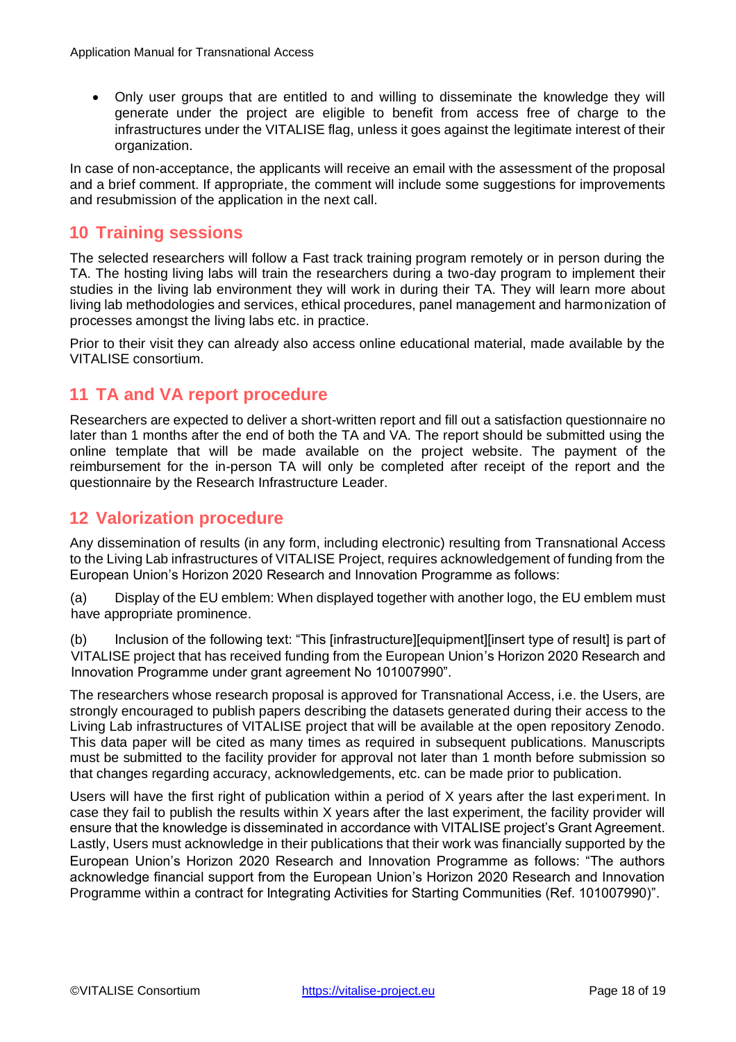- Only user groups that are entitled to and willing to disseminate the knowledge they will generate under the project are eligible to benefit from access free of charge to the infrastructures under the VITALISE flag, unless it goes against the legitimate interest of their organization.

In case of non-acceptance, the applicants will receive an email with the assessment of the proposal and a brief comment. If appropriate, the comment will include some suggestions for improvements and resubmission of the application in the next call.

## 10 Training sessions

The selected researchers will follow a Fast track training program remotely or in person during the TA. The hosting living labs will train the researchers during a two-day program to implement their studies in the living lab environment they will work in during their TA. They will learn more about living lab methodologies and services, ethical procedures, panel management and harmonization of processes amongst the living labs etc. in practice.

Prior to their visit they can already also access online educational material, made available by the VITALISE consortium.

## 11 TA and VA report procedure

Researchers are expected to deliver a short-written report and fill out a satisfaction questionnaire no later than 1 months after the end of both the TA and VA. The report should be submitted using the online template that will be made available on the project website. The payment of the reimbursement for the in-person TA will only be completed after receipt of the report and the questionnaire by the Research Infrastructure Leader.

## 12 Valorization procedure

Any dissemination of results (in any form, including electronic) resulting from Transnational Access to the Living Lab infrastructures of VITALISE Project, requires acknowledgement of funding from the European Union's Horizon 2020 Research and Innovation Programme as follows:

(a) Display of the EU emblem: When displayed together with another logo, the EU emblem must have appropriate prominence.

(b) Inclusion of the following text: "This [infrastructure][equipment][insert type of result] is part of VITALISE project that has received funding from the European Union's Horizon 2020 Research and Innovation Programme under grant agreement No 101007990".

The researchers whose research proposal is approved for Transnational Access, i.e. the Users, are strongly encouraged to publish papers describing the datasets generated during their access to the Living Lab infrastructures of VITALISE project that will be available at the open repository Zenodo. This data paper will be cited as many times as required in subsequent publications. Manuscripts must be submitted to the facility provider for approval not later than 1 month before submission so that changes regarding accuracy, acknowledgements, etc. can be made prior to publication.

Users will have the first right of publication within a period of X years after the last experiment. In case they fail to publish the results within X years after the last experiment, the facility provider will ensure that the knowledge is disseminated in accordance with VITALISE project's Grant Agreement. Lastly, Users must acknowledge in their publications that their work was financially supported by the European Union's Horizon 2020 Research and Innovation Programme as follows: "The authors acknowledge financial support from the European Union's Horizon 2020 Research and Innovation Programme within a contract for Integrating Activities for Starting Communities (Ref. 101007990)".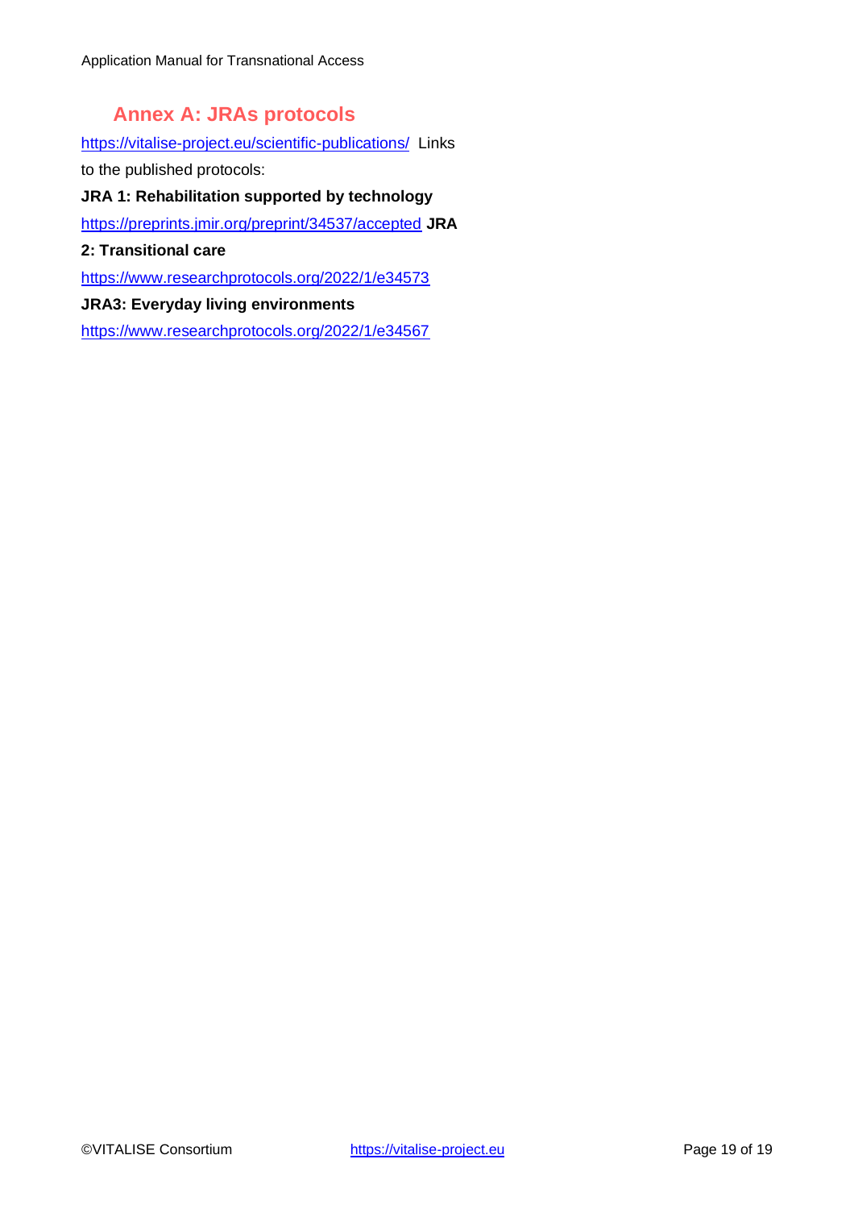## Annex A: JRAs protocols

https://vitalise-project.eu/scientific-publications/ Links to the published protocols:

**JRA 1: Rehabilitation supported by technology**

https://preprints.jmir.org/preprint/34537/accepted

**JRA 2: Transitional care**

https://www.researchprotocols.org/2022/1/e34573

**JRA3: Everyday living environments**

https://www.researchprotocols.org/2022/1/e34567